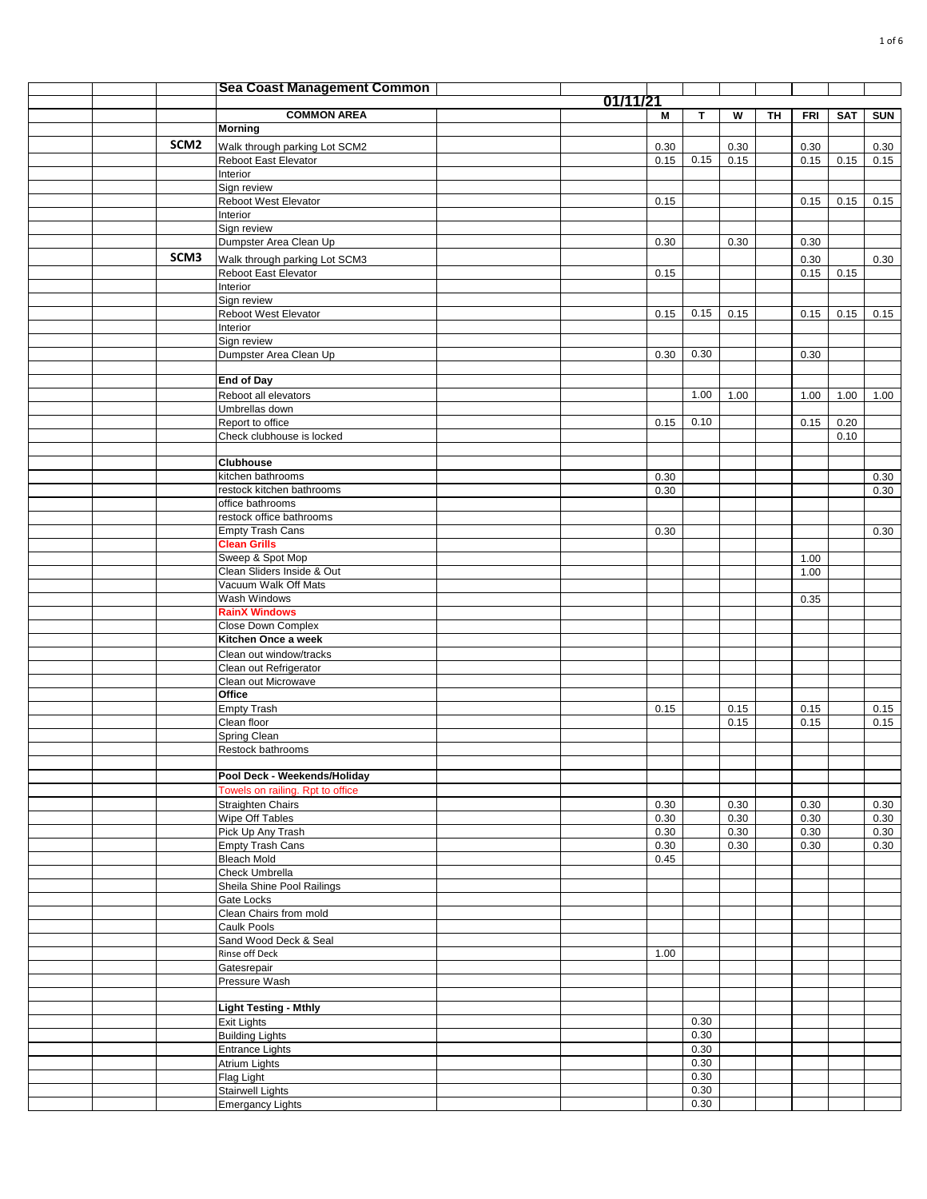## Sea Coast Management Common

01/11/21

| | | COMMON AREA | M | T | W | TH | FRI | SAT | SUN |
|---|---|---|---|---|---|---|---|---|---|
| | | **Morning** | | | | | | | |
| SCM2 | | Walk through parking Lot SCM2 | 0.30 | | 0.30 | | 0.30 | | 0.30 |
| | | Reboot East Elevator | 0.15 | 0.15 | 0.15 | | 0.15 | 0.15 | 0.15 |
| | | Interior | | | | | | | |
| | | Sign review | | | | | | | |
| | | Reboot West Elevator | 0.15 | | | | 0.15 | 0.15 | 0.15 |
| | | Interior | | | | | | | |
| | | Sign review | | | | | | | |
| | | Dumpster Area Clean Up | 0.30 | | 0.30 | | 0.30 | | |
| SCM3 | | Walk through parking Lot SCM3 | | | | | 0.30 | | 0.30 |
| | | Reboot East Elevator | 0.15 | | | | 0.15 | 0.15 | |
| | | Interior | | | | | | | |
| | | Sign review | | | | | | | |
| | | Reboot West Elevator | 0.15 | 0.15 | 0.15 | | 0.15 | 0.15 | 0.15 |
| | | Interior | | | | | | | |
| | | Sign review | | | | | | | |
| | | Dumpster Area Clean Up | 0.30 | 0.30 | | | 0.30 | | |
| | | | | | | | | | |
| | | **End of Day** | | | | | | | |
| | | Reboot all elevators | | 1.00 | 1.00 | | 1.00 | 1.00 | 1.00 |
| | | Umbrellas down | | | | | | | |
| | | Report to office | 0.15 | 0.10 | | | 0.15 | 0.20 | |
| | | Check clubhouse is locked | | | | | | 0.10 | |
| | | | | | | | | | |
| | | **Clubhouse** | | | | | | | |
| | | kitchen bathrooms | 0.30 | | | | | | 0.30 |
| | | restock kitchen bathrooms | 0.30 | | | | | | 0.30 |
| | | office bathrooms | | | | | | | |
| | | restock office bathrooms | | | | | | | |
| | | Empty Trash Cans | 0.30 | | | | | | 0.30 |
| | | **Clean Grills** | | | | | | | |
| | | Sweep & Spot Mop | | | | | 1.00 | | |
| | | Clean Sliders Inside & Out | | | | | 1.00 | | |
| | | Vacuum Walk Off Mats | | | | | | | |
| | | Wash Windows | | | | | 0.35 | | |
| | | **RainX Windows** | | | | | | | |
| | | Close Down Complex | | | | | | | |
| | | **Kitchen Once a week** | | | | | | | |
| | | Clean out window/tracks | | | | | | | |
| | | Clean out Refrigerator | | | | | | | |
| | | Clean out Microwave | | | | | | | |
| | | **Office** | | | | | | | |
| | | Empty Trash | 0.15 | | 0.15 | | 0.15 | | 0.15 |
| | | Clean floor | | | 0.15 | | 0.15 | | 0.15 |
| | | Spring Clean | | | | | | | |
| | | Restock bathrooms | | | | | | | |
| | | | | | | | | | |
| | | **Pool Deck - Weekends/Holiday** | | | | | | | |
| | | Towels on railing. Rpt to office | | | | | | | |
| | | Straighten Chairs | 0.30 | | 0.30 | | 0.30 | | 0.30 |
| | | Wipe Off Tables | 0.30 | | 0.30 | | 0.30 | | 0.30 |
| | | Pick Up Any Trash | 0.30 | | 0.30 | | 0.30 | | 0.30 |
| | | Empty Trash Cans | 0.30 | | 0.30 | | 0.30 | | 0.30 |
| | | Bleach Mold | 0.45 | | | | | | |
| | | Check Umbrella | | | | | | | |
| | | Sheila Shine Pool Railings | | | | | | | |
| | | Gate Locks | | | | | | | |
| | | Clean Chairs from mold | | | | | | | |
| | | Caulk Pools | | | | | | | |
| | | Sand Wood Deck & Seal | | | | | | | |
| | | Rinse off Deck | 1.00 | | | | | | |
| | | Gatesrepair | | | | | | | |
| | | Pressure Wash | | | | | | | |
| | | | | | | | | | |
| | | **Light Testing - Mthly** | | | | | | | |
| | | Exit Lights | | 0.30 | | | | | |
| | | Building Lights | | 0.30 | | | | | |
| | | Entrance Lights | | 0.30 | | | | | |
| | | Atrium Lights | | 0.30 | | | | | |
| | | Flag Light | | 0.30 | | | | | |
| | | Stairwell Lights | | 0.30 | | | | | |
| | | Emergancy Lights | | 0.30 | | | | | |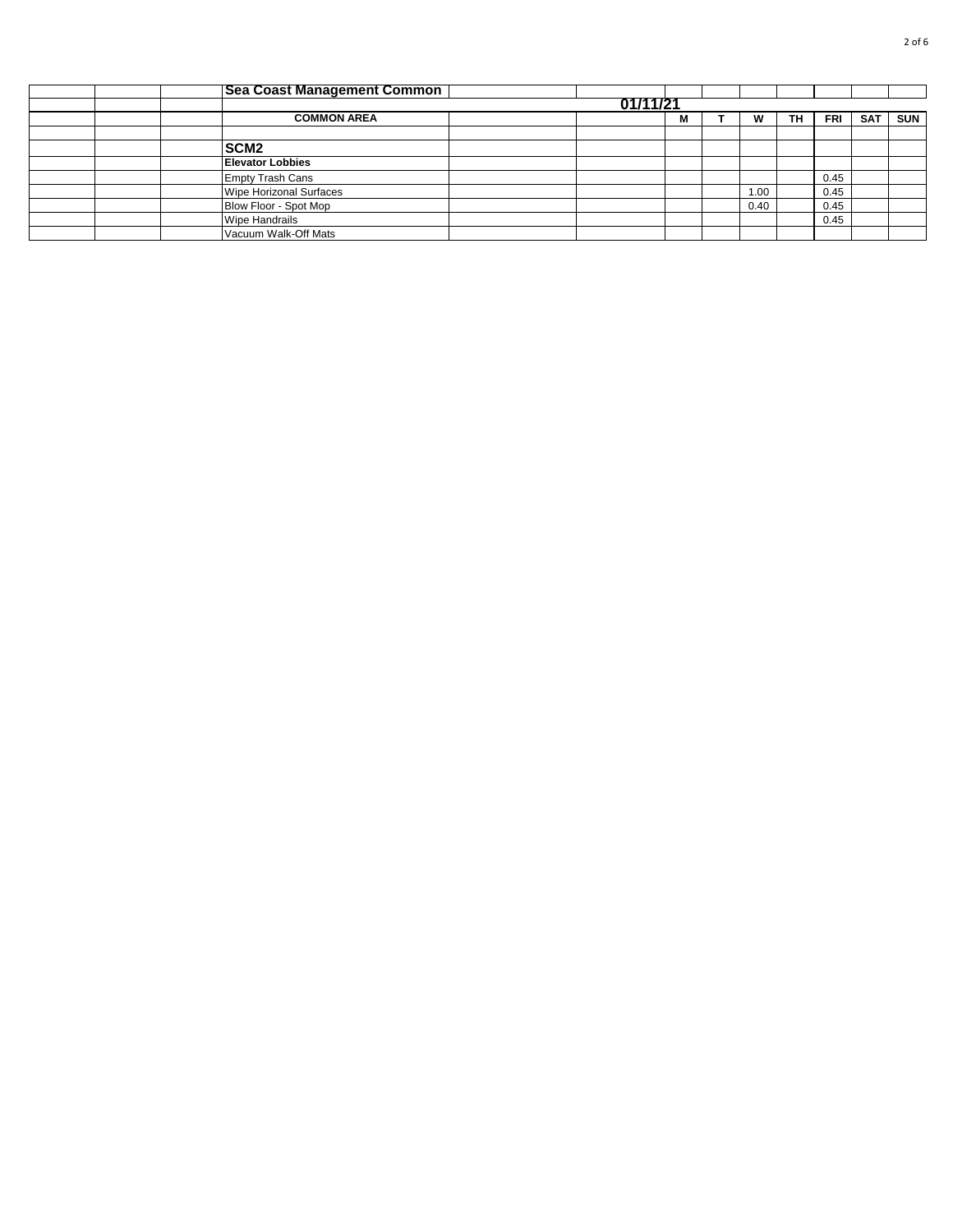| | | | Sea Coast Management Common | | | | | | | | | |
|---|---|---|---|---|---|---|---|---|---|---|---|---|
| | | | | | 01/11/21 | | | | | | | |
| | | | COMMON AREA | | | M | T | W | TH | FRI | SAT | SUN |
| | | | | | | | | | | | | |
| | | | **SCM2** | | | | | | | | | |
| | | | **Elevator Lobbies** | | | | | | | | | |
| | | | Empty Trash Cans | | | | | | | 0.45 | | |
| | | | Wipe Horizonal Surfaces | | | | | 1.00 | | 0.45 | | |
| | | | Blow Floor - Spot Mop | | | | | 0.40 | | 0.45 | | |
| | | | Wipe Handrails | | | | | | | 0.45 | | |
| | | | Vacuum Walk-Off Mats | | | | | | | | | |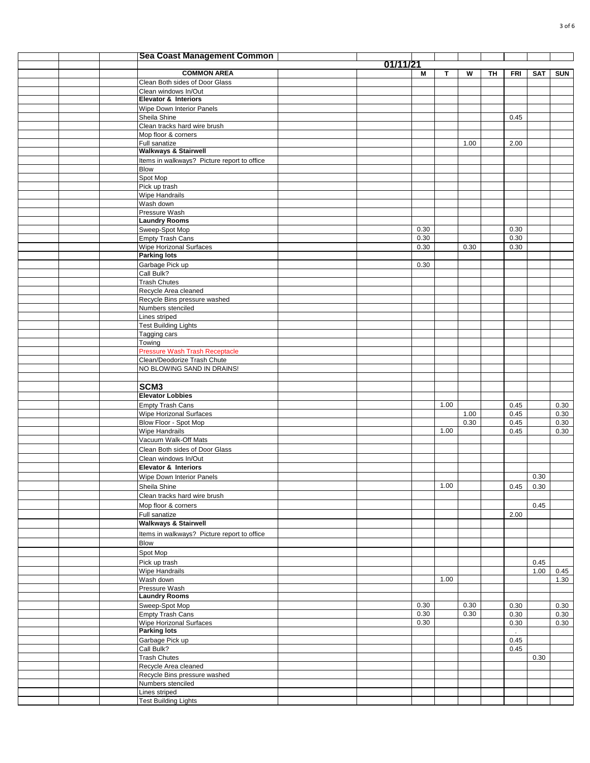**Sea Coast Management Common**

01/11/21

| COMMON AREA | M | T | W | TH | FRI | SAT | SUN |
|---|---|---|---|---|---|---|---|
| Clean Both sides of Door Glass | | | | | | | |
| Clean windows In/Out | | | | | | | |
| **Elevator & Interiors** | | | | | | | |
| Wipe Down Interior Panels | | | | | | | |
| Sheila Shine | | | | | 0.45 | | |
| Clean tracks hard wire brush | | | | | | | |
| Mop floor & corners | | | | | | | |
| Full sanatize | | | 1.00 | | 2.00 | | |
| **Walkways & Stairwell** | | | | | | | |
| Items in walkways? Picture report to office | | | | | | | |
| Blow | | | | | | | |
| Spot Mop | | | | | | | |
| Pick up trash | | | | | | | |
| Wipe Handrails | | | | | | | |
| Wash down | | | | | | | |
| Pressure Wash | | | | | | | |
| **Laundry Rooms** | | | | | | | |
| Sweep-Spot Mop | 0.30 | | | | 0.30 | | |
| Empty Trash Cans | 0.30 | | | | 0.30 | | |
| Wipe Horizonal Surfaces | 0.30 | | 0.30 | | 0.30 | | |
| **Parking lots** | | | | | | | |
| Garbage Pick up | 0.30 | | | | | | |
| Call Bulk? | | | | | | | |
| Trash Chutes | | | | | | | |
| Recycle Area cleaned | | | | | | | |
| Recycle Bins pressure washed | | | | | | | |
| Numbers stenciled | | | | | | | |
| Lines striped | | | | | | | |
| Test Building Lights | | | | | | | |
| Tagging cars | | | | | | | |
| Towing | | | | | | | |
| Pressure Wash Trash Receptacle | | | | | | | |
| Clean/Deodorize Trash Chute | | | | | | | |
| NO BLOWING SAND IN DRAINS! | | | | | | | |
| | | | | | | | |
| **SCM3** | | | | | | | |
| **Elevator Lobbies** | | | | | | | |
| Empty Trash Cans | | 1.00 | | | 0.45 | | 0.30 |
| Wipe Horizonal Surfaces | | | 1.00 | | 0.45 | | 0.30 |
| Blow Floor - Spot Mop | | | 0.30 | | 0.45 | | 0.30 |
| Wipe Handrails | | 1.00 | | | 0.45 | | 0.30 |
| Vacuum Walk-Off Mats | | | | | | | |
| Clean Both sides of Door Glass | | | | | | | |
| Clean windows In/Out | | | | | | | |
| **Elevator & Interiors** | | | | | | | |
| Wipe Down Interior Panels | | | | | | 0.30 | |
| Sheila Shine | | 1.00 | | | 0.45 | 0.30 | |
| Clean tracks hard wire brush | | | | | | | |
| Mop floor & corners | | | | | | 0.45 | |
| Full sanatize | | | | | 2.00 | | |
| **Walkways & Stairwell** | | | | | | | |
| Items in walkways? Picture report to office | | | | | | | |
| Blow | | | | | | | |
| Spot Mop | | | | | | | |
| Pick up trash | | | | | | 0.45 | |
| Wipe Handrails | | | | | | 1.00 | 0.45 |
| Wash down | | 1.00 | | | | | 1.30 |
| Pressure Wash | | | | | | | |
| **Laundry Rooms** | | | | | | | |
| Sweep-Spot Mop | 0.30 | | 0.30 | | 0.30 | | 0.30 |
| Empty Trash Cans | 0.30 | | 0.30 | | 0.30 | | 0.30 |
| Wipe Horizonal Surfaces | 0.30 | | | | 0.30 | | 0.30 |
| **Parking lots** | | | | | . | | |
| Garbage Pick up | | | | | 0.45 | | |
| Call Bulk? | | | | | 0.45 | | |
| Trash Chutes | | | | | | 0.30 | |
| Recycle Area cleaned | | | | | | | |
| Recycle Bins pressure washed | | | | | | | |
| Numbers stenciled | | | | | | | |
| Lines striped | | | | | | | |
| Test Building Lights | | | | | | | |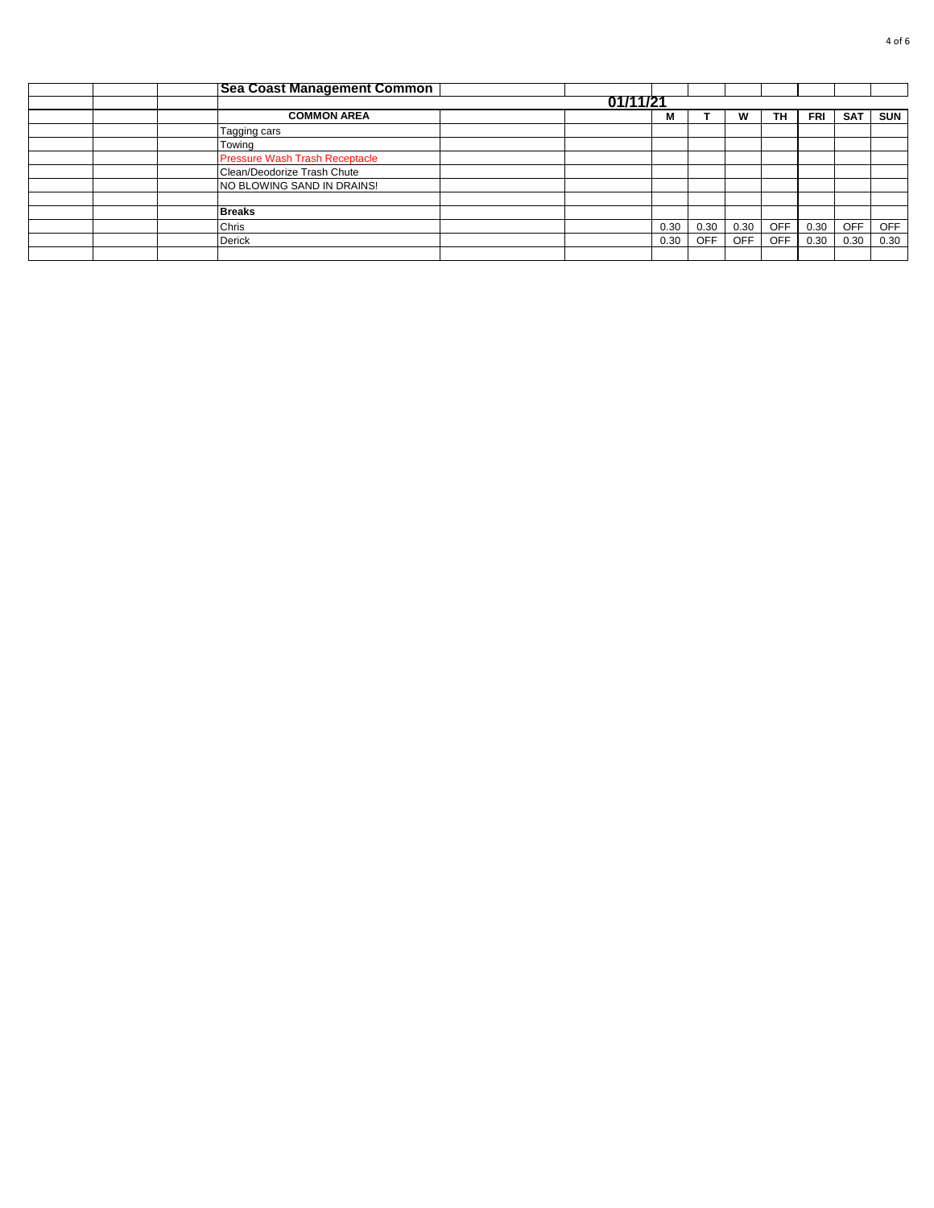## Sea Coast Management Common

**01/11/21**

| COMMON AREA | M | T | W | TH | FRI | SAT | SUN |
|---|---|---|---|---|---|---|---|
| Tagging cars | | | | | | | |
| Towing | | | | | | | |
| Pressure Wash Trash Receptacle | | | | | | | |
| Clean/Deodorize Trash Chute | | | | | | | |
| NO BLOWING SAND IN DRAINS! | | | | | | | |
| | | | | | | | |
| **Breaks** | | | | | | | |
| Chris | 0.30 | 0.30 | 0.30 | OFF | 0.30 | OFF | OFF |
| Derick | 0.30 | OFF | OFF | OFF | 0.30 | 0.30 | 0.30 |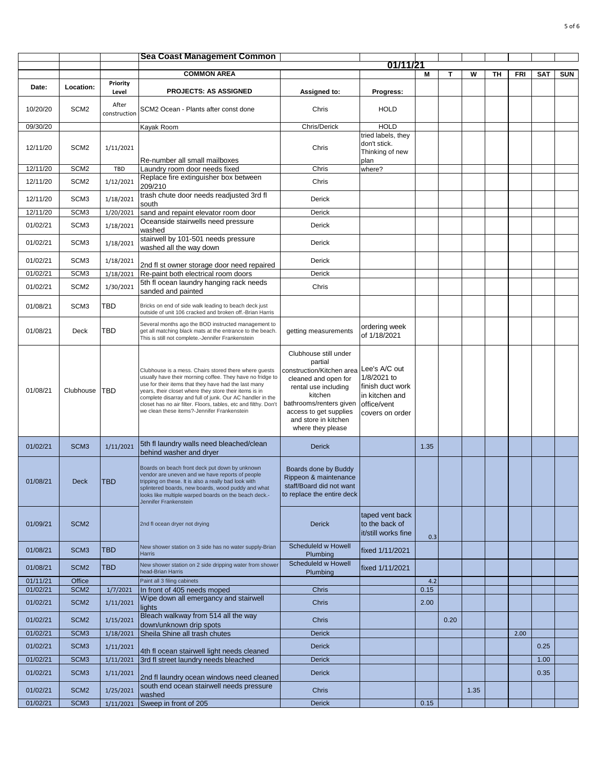| | | | Sea Coast Management Common | | | | | | | | | |
|---|---|---|---|---|---|---|---|---|---|---|---|---|
| | | | | | 01/11/21 | | | | | | | |
| | | | COMMON AREA | | | M | T | W | TH | FRI | SAT | SUN |
| Date: | Location: | Priority Level | PROJECTS: AS ASSIGNED | Assigned to: | Progress: | | | | | | | |
| 10/20/20 | SCM2 | After construction | SCM2 Ocean - Plants after const done | Chris | HOLD | | | | | | | |
| 09/30/20 | | | Kayak Room | Chris/Derick | HOLD | | | | | | | |
| 12/11/20 | SCM2 | 1/11/2021 | Re-number all small mailboxes | Chris | tried labels, they don't stick. Thinking of new plan | | | | | | | |
| 12/11/20 | SCM2 | TBD | Laundry room door needs fixed | Chris | where? | | | | | | | |
| 12/11/20 | SCM2 | 1/12/2021 | Replace fire extinguisher box between 209/210 | Chris | | | | | | | | |
| 12/11/20 | SCM3 | 1/18/2021 | trash chute door needs readjusted 3rd fl south | Derick | | | | | | | | |
| 12/11/20 | SCM3 | 1/20/2021 | sand and repaint elevator room door | Derick | | | | | | | | |
| 01/02/21 | SCM3 | 1/18/2021 | Oceanside stairwells need pressure washed | Derick | | | | | | | | |
| 01/02/21 | SCM3 | 1/18/2021 | stairwell by 101-501 needs pressure washed all the way down | Derick | | | | | | | | |
| 01/02/21 | SCM3 | 1/18/2021 | 2nd fl st owner storage door need repaired | Derick | | | | | | | | |
| 01/02/21 | SCM3 | 1/18/2021 | Re-paint both electrical room doors | Derick | | | | | | | | |
| 01/02/21 | SCM2 | 1/30/2021 | 5th fl ocean laundry hanging rack needs sanded and painted | Chris | | | | | | | | |
| 01/08/21 | SCM3 | TBD | Bricks on end of side walk leading to beach deck just outside of unit 106 cracked and broken off.-Brian Harris | | | | | | | | | |
| 01/08/21 | Deck | TBD | Several months ago the BOD instructed management to get all matching black mats at the entrance to the beach. This is still not complete.-Jennifer Frankenstein | getting measurements | ordering week of 1/18/2021 | | | | | | | |
| 01/08/21 | Clubhouse | TBD | Clubhouse is a mess. Chairs stored there where guests usually have their morning coffee. They have no fridge to use for their items that they have had the last many years, their closet where they store their items is in complete disarray and full of junk. Our AC handler in the closet has no air filter. Floors, tables, etc and filthy. Don't we clean these items?-Jennifer Frankenstein | Clubhouse still under partial construction/Kitchen area cleaned and open for rental use including kitchen bathrooms/renters given access to get supplies and store in kitchen where they please | Lee's A/C out 1/8/2021 to finish duct work in kitchen and office/vent covers on order | | | | | | | |
| 01/02/21 | SCM3 | 1/11/2021 | 5th fl laundry walls need bleached/clean behind washer and dryer | Derick | | 1.35 | | | | | | |
| 01/08/21 | Deck | TBD | Boards on beach front deck put down by unknown vendor are uneven and we have reports of people tripping on these. It is also a really bad look with splintered boards, new boards, wood puddy and what looks like multiple warped boards on the beach deck.-Jennifer Frankenstein | Boards done by Buddy Rippeon & maintenance staff/Board did not want to replace the entire deck | | | | | | | | |
| 01/09/21 | SCM2 | | 2nd fl ocean dryer not drying | Derick | taped vent back to the back of it/still works fine | 0.3 | | | | | | |
| 01/08/21 | SCM3 | TBD | New shower station on 3 side has no water supply-Brian Harris | Scheduleld w Howell Plumbing | fixed 1/11/2021 | | | | | | | |
| 01/08/21 | SCM2 | TBD | New shower station on 2 side dripping water from shower head-Brian Harris | Scheduleld w Howell Plumbing | fixed 1/11/2021 | | | | | | | |
| 01/11/21 | Office | | Paint all 3 filing cabinets | | | 4.2 | | | | | | |
| 01/02/21 | SCM2 | 1/7/2021 | In front of 405 needs moped | Chris | | 0.15 | | | | | | |
| 01/02/21 | SCM2 | 1/11/2021 | Wipe down all emergancy and stairwell lights | Chris | | 2.00 | | | | | | |
| 01/02/21 | SCM2 | 1/15/2021 | Bleach walkway from 514 all the way down/unknown drip spots | Chris | | | 0.20 | | | | | |
| 01/02/21 | SCM3 | 1/18/2021 | Sheila Shine all trash chutes | Derick | | | | | | 2.00 | | |
| 01/02/21 | SCM3 | 1/11/2021 | 4th fl ocean stairwell light needs cleaned | Derick | | | | | | | 0.25 | |
| 01/02/21 | SCM3 | 1/11/2021 | 3rd fl street laundry needs bleached | Derick | | | | | | | 1.00 | |
| 01/02/21 | SCM3 | 1/11/2021 | 2nd fl laundry ocean windows need cleaned | Derick | | | | | | | 0.35 | |
| 01/02/21 | SCM2 | 1/25/2021 | south end ocean stairwell needs pressure washed | Chris | | | | 1.35 | | | | |
| 01/02/21 | SCM3 | 1/11/2021 | Sweep in front of 205 | Derick | | 0.15 | | | | | | |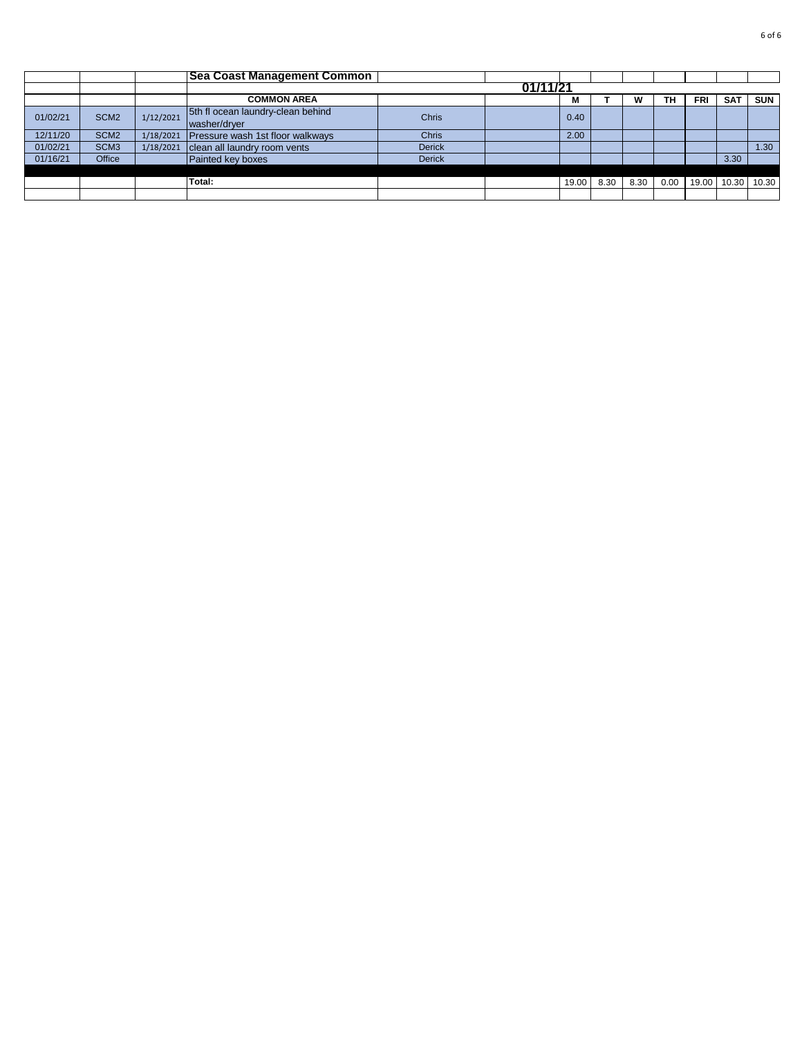| | | | | | | | | | | | | |
|---|---|---|---|---|---|---|---|---|---|---|---|---|
| | | | **Sea Coast Management Common** | | | | | | | | | |
| | | | | | **01/11/21** | | | | | | | |
| | | | **COMMON AREA** | | | **M** | **T** | **W** | **TH** | **FRI** | **SAT** | **SUN** |
| 01/02/21 | SCM2 | 1/12/2021 | 5th fl ocean laundry-clean behind washer/dryer | Chris | | 0.40 | | | | | | |
| 12/11/20 | SCM2 | 1/18/2021 | Pressure wash 1st floor walkways | Chris | | 2.00 | | | | | | |
| 01/02/21 | SCM3 | 1/18/2021 | clean all laundry room vents | Derick | | | | | | | | 1.30 |
| 01/16/21 | Office | | Painted key boxes | Derick | | | | | | | 3.30 | |
| | | | | | | | | | | | | |
| | | | **Total:** | | | 19.00 | 8.30 | 8.30 | 0.00 | 19.00 | 10.30 | 10.30 |
| | | | | | | | | | | | | |